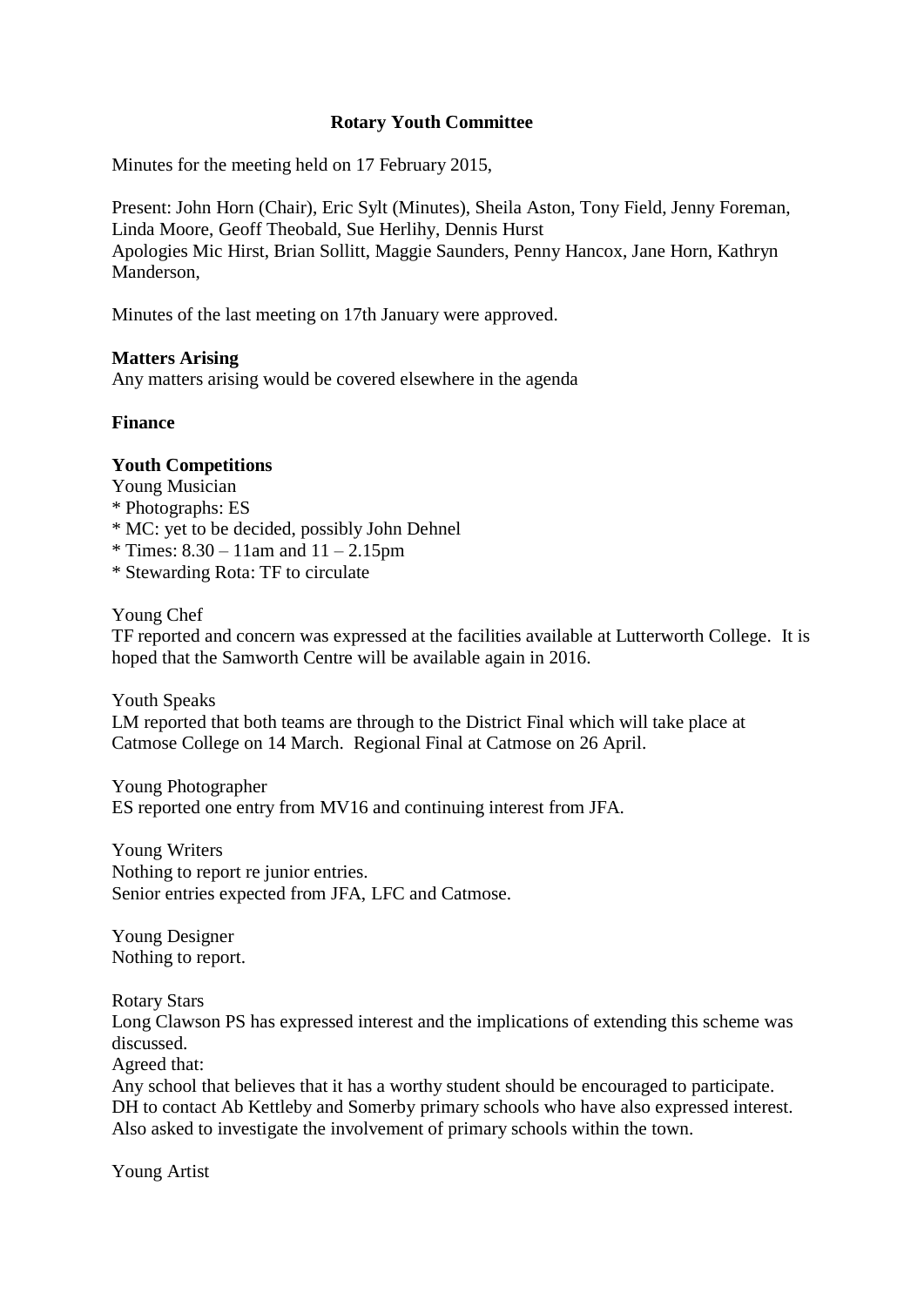**Rotary Youth Committee**

Minutes for the meeting held on 17 February 2015,

Present: John Horn (Chair), Eric Sylt (Minutes), Sheila Aston, Tony Field, Jenny Foreman, Linda Moore, Geoff Theobald, Sue Herlihy, Dennis Hurst
Apologies Mic Hirst, Brian Sollitt, Maggie Saunders, Penny Hancox, Jane Horn, Kathryn Manderson,

Minutes of the last meeting on 17th January were approved.

**Matters Arising**
Any matters arising would be covered elsewhere in the agenda

**Finance**

**Youth Competitions**
Young Musician
* Photographs: ES
* MC: yet to be decided, possibly John Dehnel
* Times: 8.30 – 11am and 11 – 2.15pm
* Stewarding Rota: TF to circulate

Young Chef
TF reported and concern was expressed at the facilities available at Lutterworth College. It is hoped that the Samworth Centre will be available again in 2016.

Youth Speaks
LM reported that both teams are through to the District Final which will take place at Catmose College on 14 March. Regional Final at Catmose on 26 April.

Young Photographer
ES reported one entry from MV16 and continuing interest from JFA.

Young Writers
Nothing to report re junior entries.
Senior entries expected from JFA, LFC and Catmose.

Young Designer
Nothing to report.

Rotary Stars
Long Clawson PS has expressed interest and the implications of extending this scheme was discussed.
Agreed that:
Any school that believes that it has a worthy student should be encouraged to participate.
DH to contact Ab Kettleby and Somerby primary schools who have also expressed interest.
Also asked to investigate the involvement of primary schools within the town.

Young Artist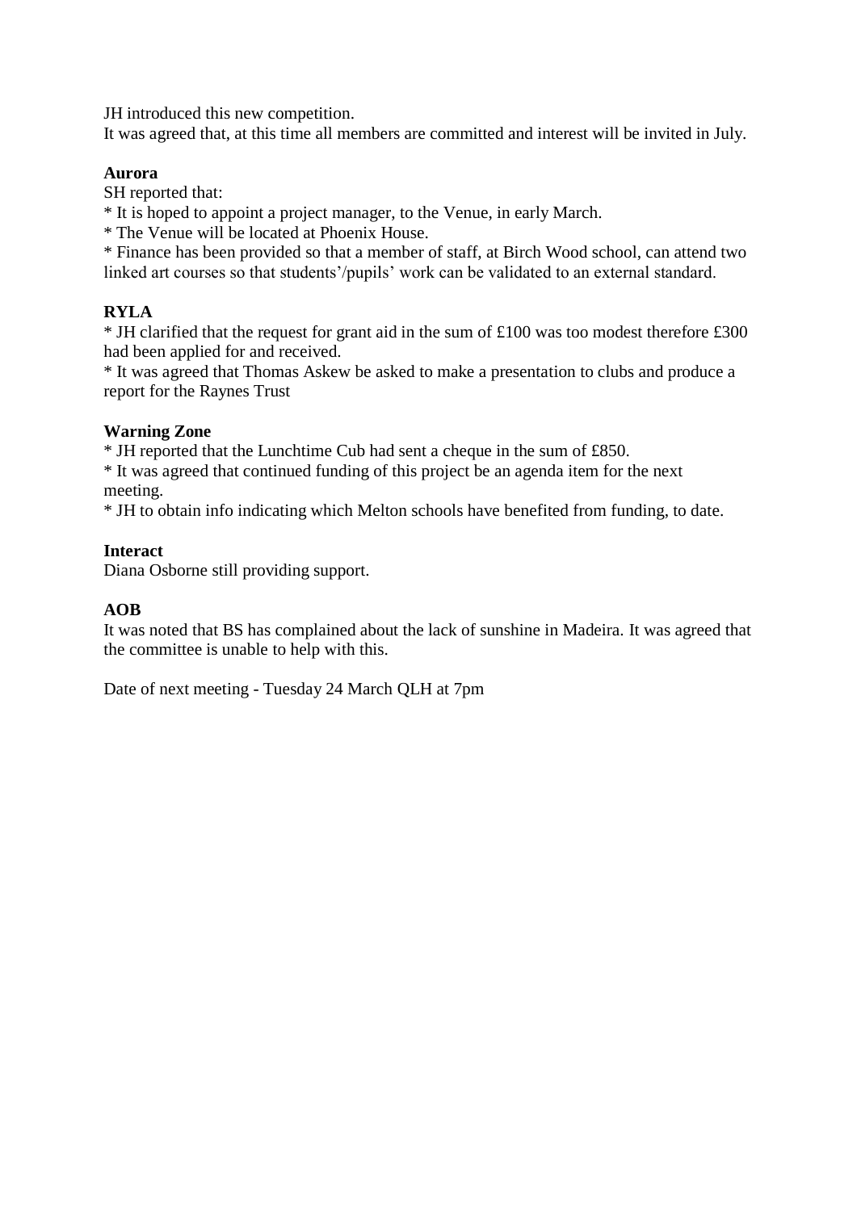JH introduced this new competition.
It was agreed that, at this time all members are committed and interest will be invited in July.

**Aurora**

SH reported that:

* It is hoped to appoint a project manager, to the Venue, in early March.
* The Venue will be located at Phoenix House.
* Finance has been provided so that a member of staff, at Birch Wood school, can attend two linked art courses so that students'/pupils' work can be validated to an external standard.

**RYLA**

* JH clarified that the request for grant aid in the sum of £100 was too modest therefore £300 had been applied for and received.
* It was agreed that Thomas Askew be asked to make a presentation to clubs and produce a report for the Raynes Trust

**Warning Zone**

* JH reported that the Lunchtime Cub had sent a cheque in the sum of £850.
* It was agreed that continued funding of this project be an agenda item for the next meeting.
* JH to obtain info indicating which Melton schools have benefited from funding, to date.

**Interact**

Diana Osborne still providing support.

**AOB**

It was noted that BS has complained about the lack of sunshine in Madeira. It was agreed that the committee is unable to help with this.

Date of next meeting - Tuesday 24 March QLH at 7pm